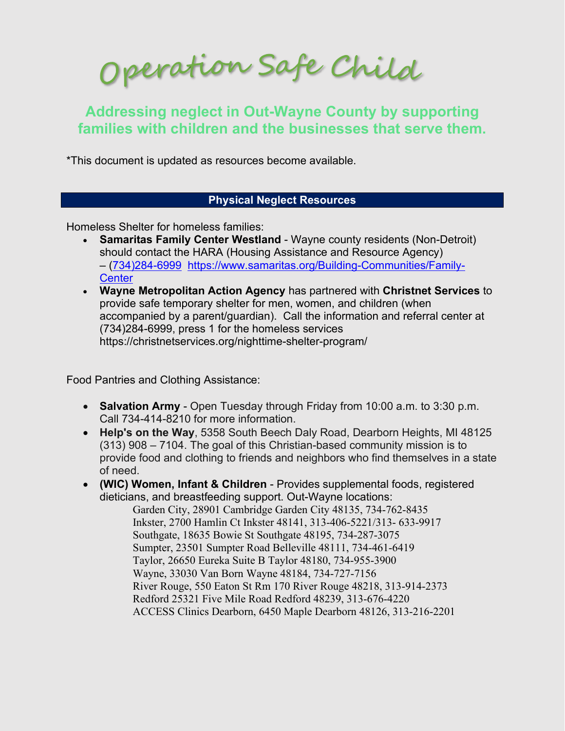# Operation Safe Child

## Addressing neglect in Out-Wayne County by supporting families with children and the businesses that serve them.

*This document is updated as resources become available.

### Physical Neglect Resources

Homeless Shelter for homeless families:

- **Samaritas Family Center Westland** - Wayne county residents (Non-Detroit) should contact the HARA (Housing Assistance and Resource Agency) – (734)284-6999 https://www.samaritas.org/Building-Communities/Family-Center
- **Wayne Metropolitan Action Agency** has partnered with **Christnet Services** to provide safe temporary shelter for men, women, and children (when accompanied by a parent/guardian). Call the information and referral center at (734)284-6999, press 1 for the homeless services https://christnetservices.org/nighttime-shelter-program/

Food Pantries and Clothing Assistance:

- **Salvation Army** - Open Tuesday through Friday from 10:00 a.m. to 3:30 p.m. Call 734-414-8210 for more information.
- **Help's on the Way**, 5358 South Beech Daly Road, Dearborn Heights, MI 48125 (313) 908 – 7104. The goal of this Christian-based community mission is to provide food and clothing to friends and neighbors who find themselves in a state of need.
- **(WIC) Women, Infant & Children** - Provides supplemental foods, registered dieticians, and breastfeeding support. Out-Wayne locations:
  - Garden City, 28901 Cambridge Garden City 48135, 734-762-8435
  - Inkster, 2700 Hamlin Ct Inkster 48141, 313-406-5221/313- 633-9917
  - Southgate, 18635 Bowie St Southgate 48195, 734-287-3075
  - Sumpter, 23501 Sumpter Road Belleville 48111, 734-461-6419
  - Taylor, 26650 Eureka Suite B Taylor 48180, 734-955-3900
  - Wayne, 33030 Van Born Wayne 48184, 734-727-7156
  - River Rouge, 550 Eaton St Rm 170 River Rouge 48218, 313-914-2373
  - Redford 25321 Five Mile Road Redford 48239, 313-676-4220
  - ACCESS Clinics Dearborn, 6450 Maple Dearborn 48126, 313-216-2201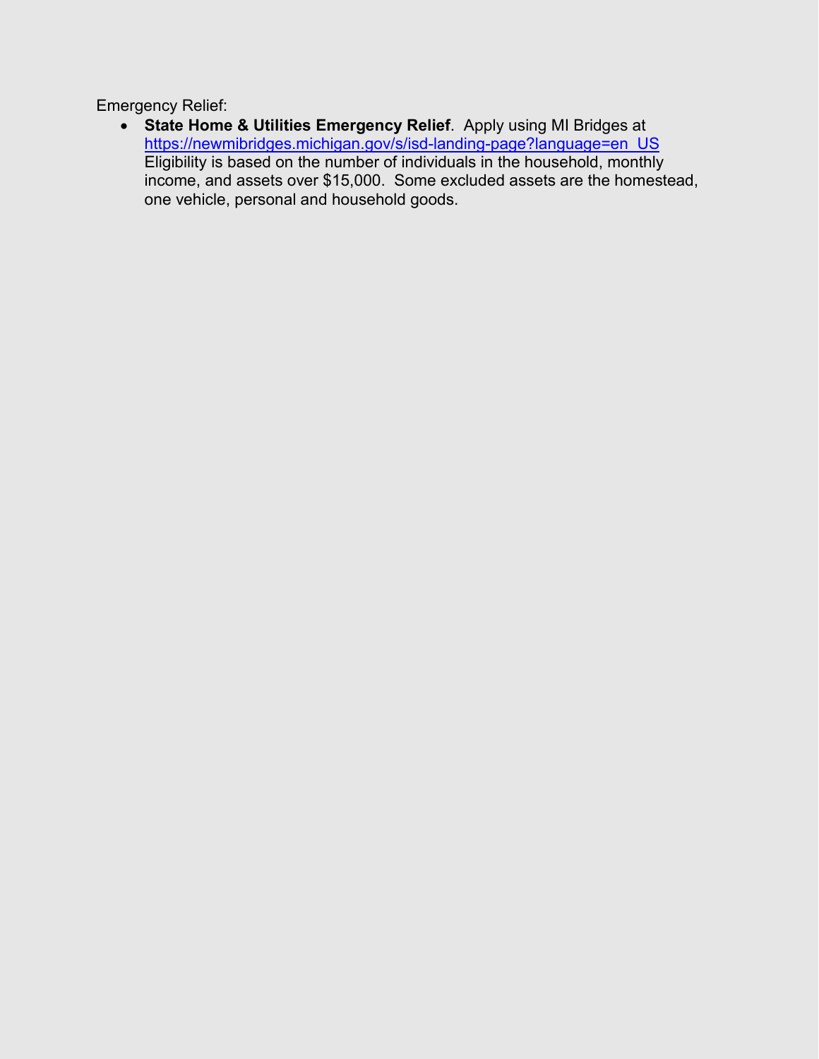Emergency Relief:

- **State Home & Utilities Emergency Relief**. Apply using MI Bridges at [https://newmibridges.michigan.gov/s/isd-landing-page?language=en_US](https://newmibridges.michigan.gov/s/isd-landing-page?language=en_US) Eligibility is based on the number of individuals in the household, monthly income, and assets over $15,000. Some excluded assets are the homestead, one vehicle, personal and household goods.